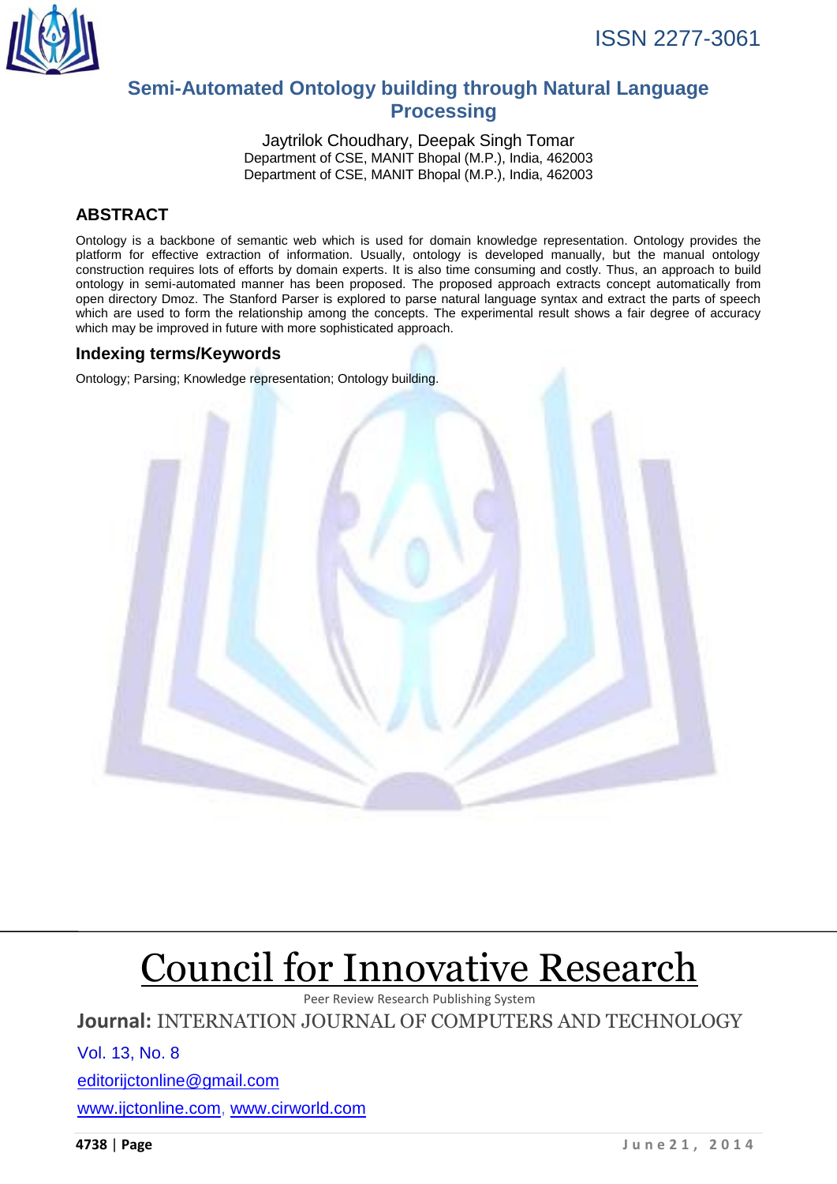ISSN 2277-3061

# Semi-Automated Ontology building through Natural Language Processing

Jaytrilok Choudhary, Deepak Singh Tomar

Department of CSE, MANIT Bhopal (M.P.), India, 462003

Department of CSE, MANIT Bhopal (M.P.), India, 462003

## ABSTRACT

Ontology is a backbone of semantic web which is used for domain knowledge representation. Ontology provides the platform for effective extraction of information. Usually, ontology is developed manually, but the manual ontology construction requires lots of efforts by domain experts. It is also time consuming and costly. Thus, an approach to build ontology in semi-automated manner has been proposed. The proposed approach extracts concept automatically from open directory Dmoz. The Stanford Parser is explored to parse natural language syntax and extract the parts of speech which are used to form the relationship among the concepts. The experimental result shows a fair degree of accuracy which may be improved in future with more sophisticated approach.

## Indexing terms/Keywords

Ontology; Parsing; Knowledge representation; Ontology building.

# Council for Innovative Research

Peer Review Research Publishing System

**Journal:** INTERNATION JOURNAL OF COMPUTERS AND TECHNOLOGY

Vol. 13, No. 8

editorijctonline@gmail.com

www.ijctonline.com, www.cirworld.com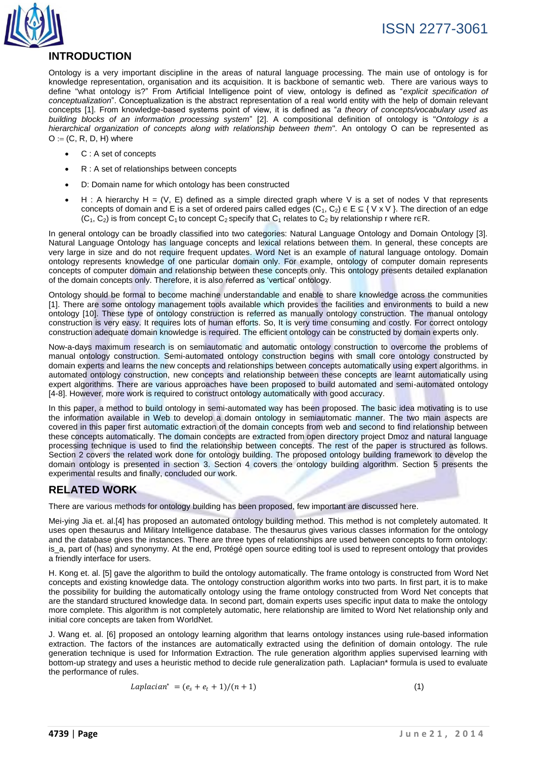## INTRODUCTION

Ontology is a very important discipline in the areas of natural language processing. The main use of ontology is for knowledge representation, organisation and its acquisition. It is backbone of semantic web. There are various ways to define "what ontology is?" From Artificial Intelligence point of view, ontology is defined as "*explicit specification of conceptualization*". Conceptualization is the abstract representation of a real world entity with the help of domain relevant concepts [1]. From knowledge-based systems point of view, it is defined as "*a theory of concepts/vocabulary used as building blocks of an information processing system*" [2]. A compositional definition of ontology is "*Ontology is a hierarchical organization of concepts along with relationship between them*". An ontology O can be represented as O := (C, R, D, H) where

- C : A set of concepts
- R : A set of relationships between concepts
- D: Domain name for which ontology has been constructed
- H : A hierarchy H = (V, E) defined as a simple directed graph where V is a set of nodes V that represents concepts of domain and E is a set of ordered pairs called edges $(C_1, C_2) \in E \subseteq \{ V \times V \}$. The direction of an edge $(C_1, C_2)$ is from concept $C_1$ to concept $C_2$ specify that $C_1$ relates to $C_2$ by relationship r where $r \in R$.

In general ontology can be broadly classified into two categories: Natural Language Ontology and Domain Ontology [3]. Natural Language Ontology has language concepts and lexical relations between them. In general, these concepts are very large in size and do not require frequent updates. Word Net is an example of natural language ontology. Domain ontology represents knowledge of one particular domain only. For example, ontology of computer domain represents concepts of computer domain and relationship between these concepts only. This ontology presents detailed explanation of the domain concepts only. Therefore, it is also referred as 'vertical' ontology.

Ontology should be formal to become machine understandable and enable to share knowledge across the communities [1]. There are some ontology management tools available which provides the facilities and environments to build a new ontology [10]. These type of ontology construction is referred as manually ontology construction. The manual ontology construction is very easy. It requires lots of human efforts. So, It is very time consuming and costly. For correct ontology construction adequate domain knowledge is required. The efficient ontology can be constructed by domain experts only.

Now-a-days maximum research is on semiautomatic and automatic ontology construction to overcome the problems of manual ontology construction. Semi-automated ontology construction begins with small core ontology constructed by domain experts and learns the new concepts and relationships between concepts automatically using expert algorithms. in automated ontology construction, new concepts and relationship between these concepts are learnt automatically using expert algorithms. There are various approaches have been proposed to build automated and semi-automated ontology [4-8]. However, more work is required to construct ontology automatically with good accuracy.

In this paper, a method to build ontology in semi-automated way has been proposed. The basic idea motivating is to use the information available in Web to develop a domain ontology in semiautomatic manner. The two main aspects are covered in this paper first automatic extraction of the domain concepts from web and second to find relationship between these concepts automatically. The domain concepts are extracted from open directory project Dmoz and natural language processing technique is used to find the relationship between concepts. The rest of the paper is structured as follows. Section 2 covers the related work done for ontology building. The proposed ontology building framework to develop the domain ontology is presented in section 3. Section 4 covers the ontology building algorithm. Section 5 presents the experimental results and finally, concluded our work.

## RELATED WORK

There are various methods for ontology building has been proposed, few important are discussed here.

Mei-ying Jia et. al.[4] has proposed an automated ontology building method. This method is not completely automated. It uses open thesaurus and Military Intelligence database. The thesaurus gives various classes information for the ontology and the database gives the instances. There are three types of relationships are used between concepts to form ontology: is_a, part of (has) and synonymy. At the end, Protégé open source editing tool is used to represent ontology that provides a friendly interface for users.

H. Kong et. al. [5] gave the algorithm to build the ontology automatically. The frame ontology is constructed from Word Net concepts and existing knowledge data. The ontology construction algorithm works into two parts. In first part, it is to make the possibility for building the automatically ontology using the frame ontology constructed from Word Net concepts that are the standard structured knowledge data. In second part, domain experts uses specific input data to make the ontology more complete. This algorithm is not completely automatic, here relationship are limited to Word Net relationship only and initial core concepts are taken from WorldNet.

J. Wang et. al. [6] proposed an ontology learning algorithm that learns ontology instances using rule-based information extraction. The factors of the instances are automatically extracted using the definition of domain ontology. The rule generation technique is used for Information Extraction. The rule generation algorithm applies supervised learning with bottom-up strategy and uses a heuristic method to decide rule generalization path. Laplacian* formula is used to evaluate the performance of rules.

$$Laplacian^{*} = (e_s + e_t + 1)/(n + 1) \qquad (1)$$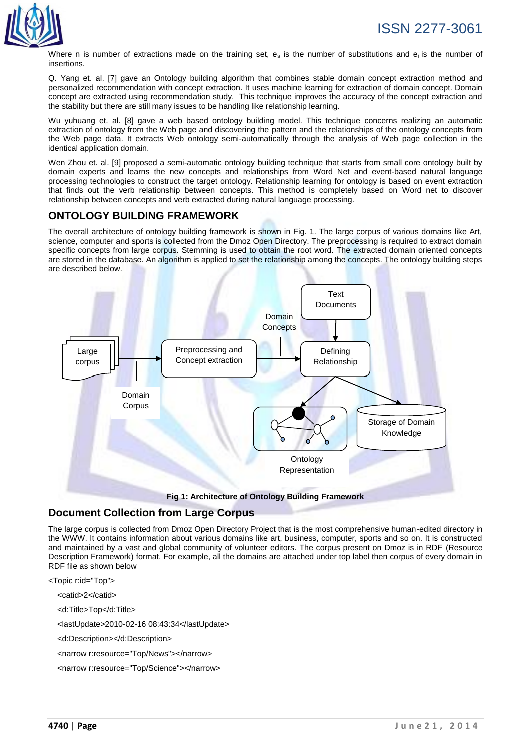Where n is number of extractions made on the training set, $e_s$ is the number of substitutions and $e_i$ is the number of insertions.

Q. Yang et. al. [7] gave an Ontology building algorithm that combines stable domain concept extraction method and personalized recommendation with concept extraction. It uses machine learning for extraction of domain concept. Domain concept are extracted using recommendation study. This technique improves the accuracy of the concept extraction and the stability but there are still many issues to be handling like relationship learning.

Wu yuhuang et. al. [8] gave a web based ontology building model. This technique concerns realizing an automatic extraction of ontology from the Web page and discovering the pattern and the relationships of the ontology concepts from the Web page data. It extracts Web ontology semi-automatically through the analysis of Web page collection in the identical application domain.

Wen Zhou et. al. [9] proposed a semi-automatic ontology building technique that starts from small core ontology built by domain experts and learns the new concepts and relationships from Word Net and event-based natural language processing technologies to construct the target ontology. Relationship learning for ontology is based on event extraction that finds out the verb relationship between concepts. This method is completely based on Word net to discover relationship between concepts and verb extracted during natural language processing.

## ONTOLOGY BUILDING FRAMEWORK

The overall architecture of ontology building framework is shown in Fig. 1. The large corpus of various domains like Art, science, computer and sports is collected from the Dmoz Open Directory. The preprocessing is required to extract domain specific concepts from large corpus. Stemming is used to obtain the root word. The extracted domain oriented concepts are stored in the database. An algorithm is applied to set the relationship among the concepts. The ontology building steps are described below.

Text Documents

Domain Concepts

Large corpus

Preprocessing and Concept extraction

Defining Relationship

Domain Corpus

Storage of Domain Knowledge

Ontology Representation

**Fig 1: Architecture of Ontology Building Framework**

### Document Collection from Large Corpus

The large corpus is collected from Dmoz Open Directory Project that is the most comprehensive human-edited directory in the WWW. It contains information about various domains like art, business, computer, sports and so on. It is constructed and maintained by a vast and global community of volunteer editors. The corpus present on Dmoz is in RDF (Resource Description Framework) format. For example, all the domains are attached under top label then corpus of every domain in RDF file as shown below

```
<Topic r:id="Top">
  <catid>2</catid>
  <d:Title>Top</d:Title>
  <lastUpdate>2010-02-16 08:43:34</lastUpdate>
  <d:Description></d:Description>
  <narrow r:resource="Top/News"></narrow>
  <narrow r:resource="Top/Science"></narrow>
```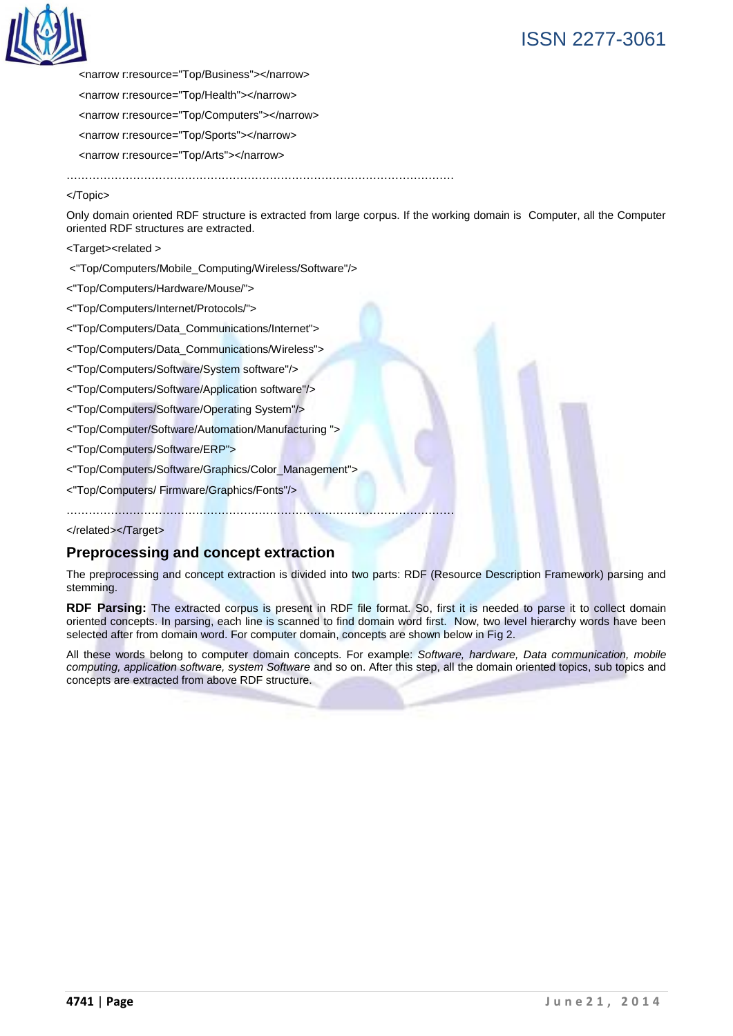```
<narrow r:resource="Top/Business"></narrow>
<narrow r:resource="Top/Health"></narrow>
<narrow r:resource="Top/Computers"></narrow>
<narrow r:resource="Top/Sports"></narrow>
<narrow r:resource="Top/Arts"></narrow>
……………………………………………………………………………………………
</Topic>
```

Only domain oriented RDF structure is extracted from large corpus. If the working domain is Computer, all the Computer oriented RDF structures are extracted.

```
<Target><related >
<"Top/Computers/Mobile_Computing/Wireless/Software"/>
<"Top/Computers/Hardware/Mouse/">
<"Top/Computers/Internet/Protocols/">
<"Top/Computers/Data_Communications/Internet">
<"Top/Computers/Data_Communications/Wireless">
<"Top/Computers/Software/System software"/>
<"Top/Computers/Software/Application software"/>
<"Top/Computers/Software/Operating System"/>
<"Top/Computer/Software/Automation/Manufacturing ">
<"Top/Computers/Software/ERP">
<"Top/Computers/Software/Graphics/Color_Management">
<"Top/Computers/ Firmware/Graphics/Fonts"/>
……………………………………………………………………………………………
</related></Target>
```

## Preprocessing and concept extraction

The preprocessing and concept extraction is divided into two parts: RDF (Resource Description Framework) parsing and stemming.

**RDF Parsing:** The extracted corpus is present in RDF file format. So, first it is needed to parse it to collect domain oriented concepts. In parsing, each line is scanned to find domain word first. Now, two level hierarchy words have been selected after from domain word. For computer domain, concepts are shown below in Fig 2.

All these words belong to computer domain concepts. For example: *Software, hardware, Data communication, mobile computing, application software, system Software* and so on. After this step, all the domain oriented topics, sub topics and concepts are extracted from above RDF structure.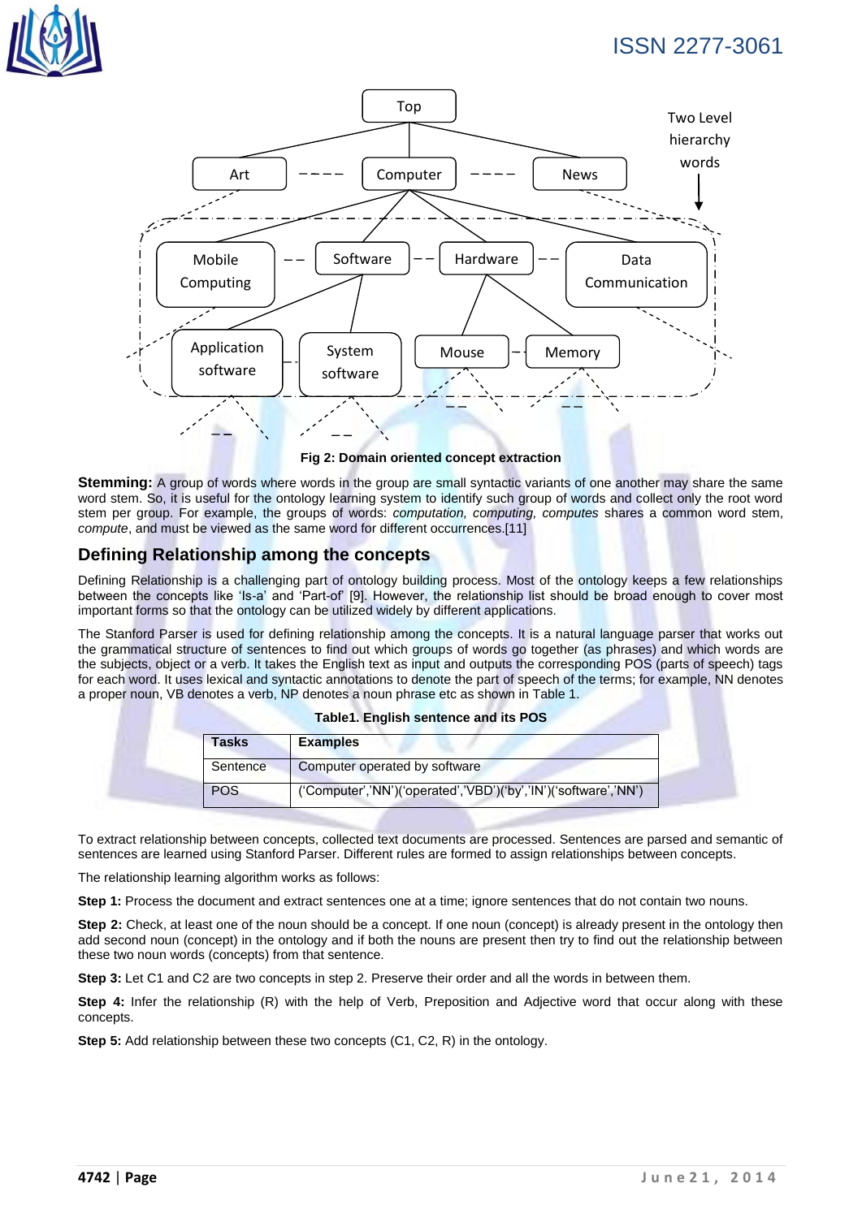Fig 2: Domain oriented concept extraction

**Stemming:** A group of words where words in the group are small syntactic variants of one another may share the same word stem. So, it is useful for the ontology learning system to identify such group of words and collect only the root word stem per group. For example, the groups of words: *computation, computing, computes* shares a common word stem, *compute*, and must be viewed as the same word for different occurrences.[11]

## Defining Relationship among the concepts

Defining Relationship is a challenging part of ontology building process. Most of the ontology keeps a few relationships between the concepts like 'Is-a' and 'Part-of' [9]. However, the relationship list should be broad enough to cover most important forms so that the ontology can be utilized widely by different applications.

The Stanford Parser is used for defining relationship among the concepts. It is a natural language parser that works out the grammatical structure of sentences to find out which groups of words go together (as phrases) and which words are the subjects, object or a verb. It takes the English text as input and outputs the corresponding POS (parts of speech) tags for each word. It uses lexical and syntactic annotations to denote the part of speech of the terms; for example, NN denotes a proper noun, VB denotes a verb, NP denotes a noun phrase etc as shown in Table 1.

**Table1. English sentence and its POS**

| Tasks | Examples |
|---|---|
| Sentence | Computer operated by software |
| POS | ('Computer','NN')('operated','VBD')('by','IN')('software','NN') |

To extract relationship between concepts, collected text documents are processed. Sentences are parsed and semantic of sentences are learned using Stanford Parser. Different rules are formed to assign relationships between concepts.

The relationship learning algorithm works as follows:

**Step 1:** Process the document and extract sentences one at a time; ignore sentences that do not contain two nouns.

**Step 2:** Check, at least one of the noun should be a concept. If one noun (concept) is already present in the ontology then add second noun (concept) in the ontology and if both the nouns are present then try to find out the relationship between these two noun words (concepts) from that sentence.

**Step 3:** Let C1 and C2 are two concepts in step 2. Preserve their order and all the words in between them.

**Step 4:** Infer the relationship (R) with the help of Verb, Preposition and Adjective word that occur along with these concepts.

**Step 5:** Add relationship between these two concepts (C1, C2, R) in the ontology.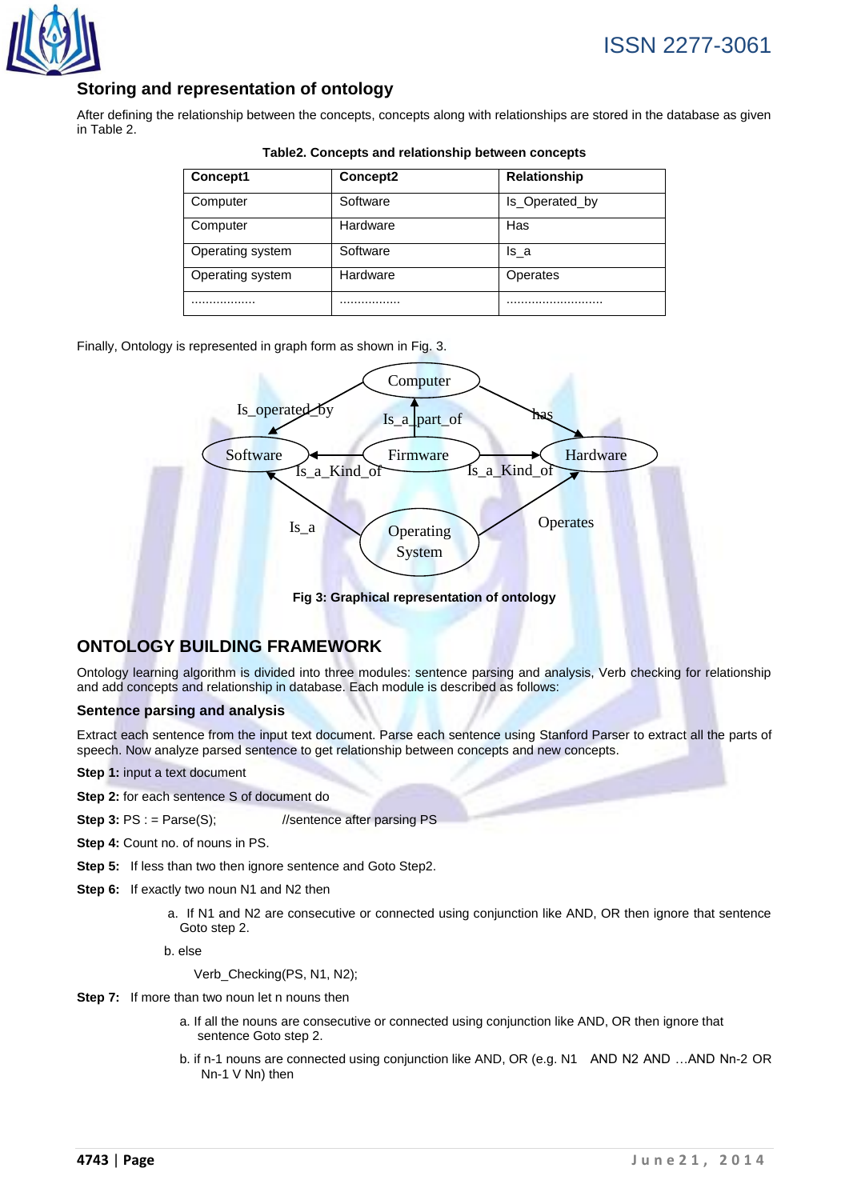## Storing and representation of ontology

After defining the relationship between the concepts, concepts along with relationships are stored in the database as given in Table 2.

**Table2. Concepts and relationship between concepts**

| Concept1 | Concept2 | Relationship |
|---|---|---|
| Computer | Software | Is_Operated_by |
| Computer | Hardware | Has |
| Operating system | Software | Is_a |
| Operating system | Hardware | Operates |
| .................. | ................. | ........................... |

Finally, Ontology is represented in graph form as shown in Fig. 3.

**Fig 3: Graphical representation of ontology**

## ONTOLOGY BUILDING FRAMEWORK

Ontology learning algorithm is divided into three modules: sentence parsing and analysis, Verb checking for relationship and add concepts and relationship in database. Each module is described as follows:

### Sentence parsing and analysis

Extract each sentence from the input text document. Parse each sentence using Stanford Parser to extract all the parts of speech. Now analyze parsed sentence to get relationship between concepts and new concepts.

**Step 1:** input a text document

**Step 2:** for each sentence S of document do

**Step 3:** PS : = Parse(S); //sentence after parsing PS

**Step 4:** Count no. of nouns in PS.

**Step 5:** If less than two then ignore sentence and Goto Step2.

**Step 6:** If exactly two noun N1 and N2 then

a. If N1 and N2 are consecutive or connected using conjunction like AND, OR then ignore that sentence Goto step 2.

b. else

Verb_Checking(PS, N1, N2);

**Step 7:** If more than two noun let n nouns then

a. If all the nouns are consecutive or connected using conjunction like AND, OR then ignore that sentence Goto step 2.

b. if n-1 nouns are connected using conjunction like AND, OR (e.g. N1 AND N2 AND …AND Nn-2 OR Nn-1 V Nn) then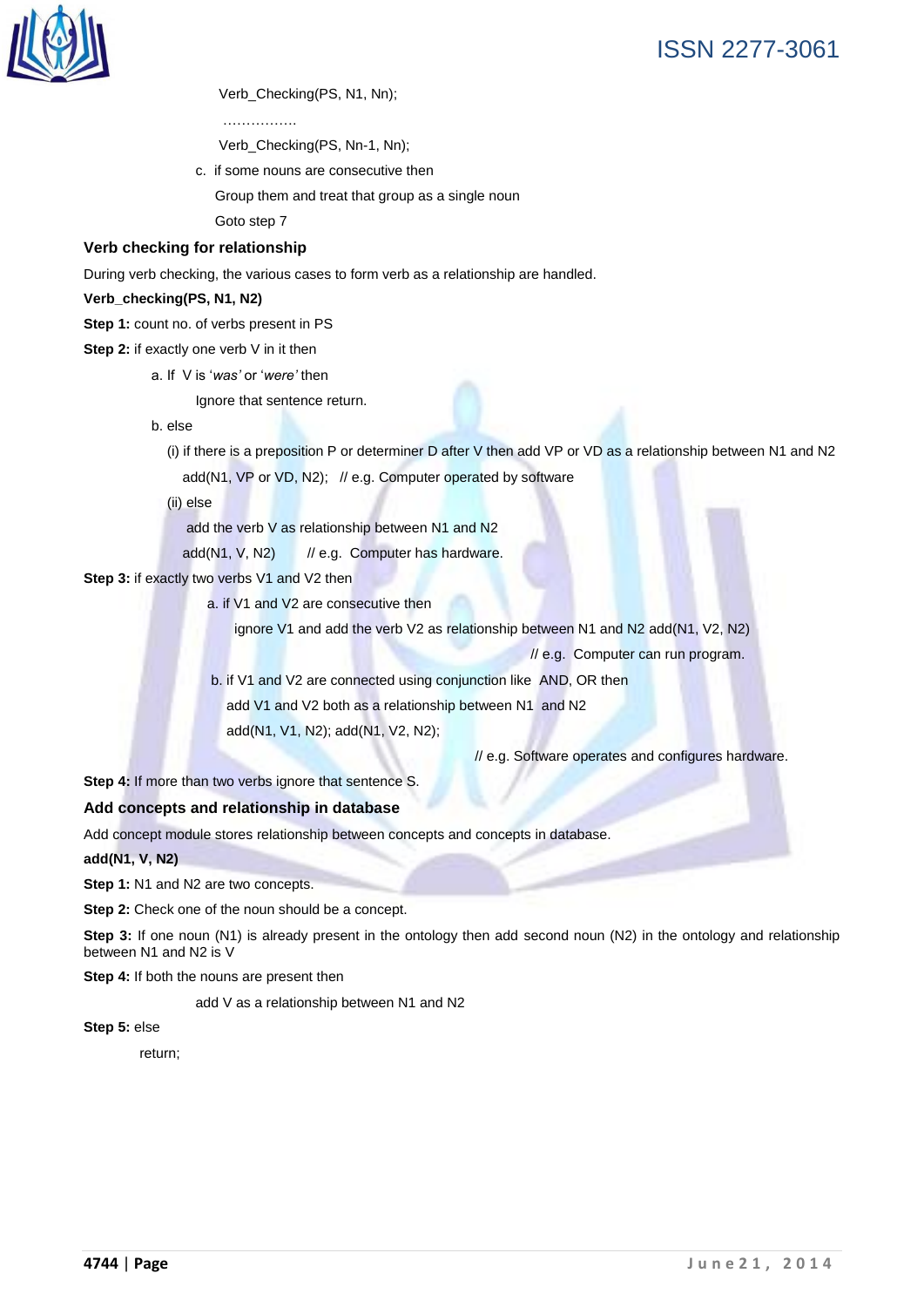Verb_Checking(PS, N1, Nn);

…………….

Verb_Checking(PS, Nn-1, Nn);

c. if some nouns are consecutive then

   Group them and treat that group as a single noun

   Goto step 7

### Verb checking for relationship

During verb checking, the various cases to form verb as a relationship are handled.

**Verb_checking(PS, N1, N2)**

**Step 1:** count no. of verbs present in PS

**Step 2:** if exactly one verb V in it then

a. If V is '*was'* or '*were'* then

   Ignore that sentence return.

b. else

   (i) if there is a preposition P or determiner D after V then add VP or VD as a relationship between N1 and N2

   add(N1, VP or VD, N2); // e.g. Computer operated by software

   (ii) else

   add the verb V as relationship between N1 and N2

   add(N1, V, N2) // e.g. Computer has hardware.

**Step 3:** if exactly two verbs V1 and V2 then

a. if V1 and V2 are consecutive then

   ignore V1 and add the verb V2 as relationship between N1 and N2 add(N1, V2, N2)

   // e.g. Computer can run program.

b. if V1 and V2 are connected using conjunction like AND, OR then

   add V1 and V2 both as a relationship between N1 and N2

   add(N1, V1, N2); add(N1, V2, N2);

   // e.g. Software operates and configures hardware.

**Step 4:** If more than two verbs ignore that sentence S.

### Add concepts and relationship in database

Add concept module stores relationship between concepts and concepts in database.

**add(N1, V, N2)**

**Step 1:** N1 and N2 are two concepts.

**Step 2:** Check one of the noun should be a concept.

**Step 3:** If one noun (N1) is already present in the ontology then add second noun (N2) in the ontology and relationship between N1 and N2 is V

**Step 4:** If both the nouns are present then

   add V as a relationship between N1 and N2

**Step 5:** else

   return;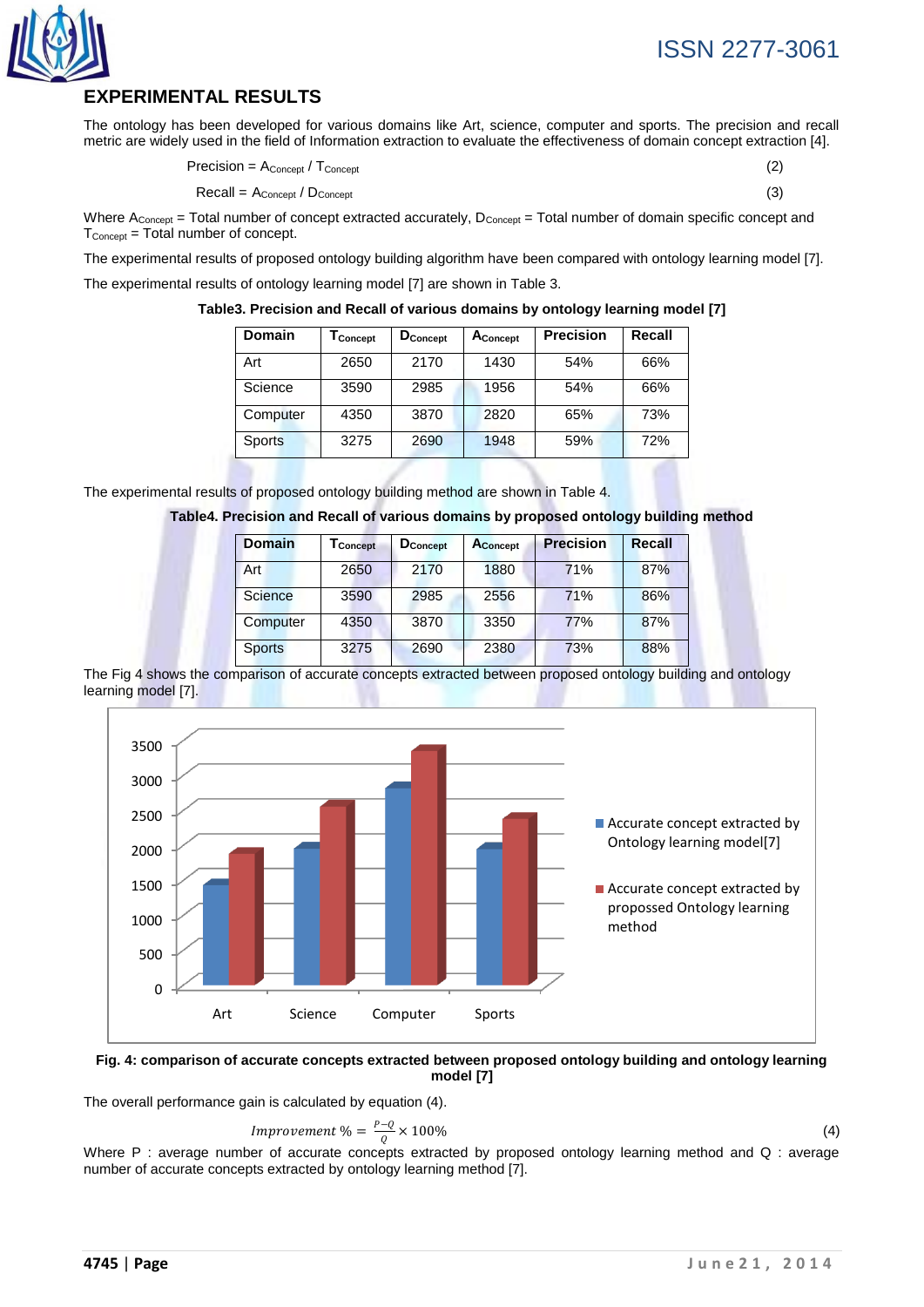## EXPERIMENTAL RESULTS

The ontology has been developed for various domains like Art, science, computer and sports. The precision and recall metric are widely used in the field of Information extraction to evaluate the effectiveness of domain concept extraction [4].

$$Precision = A_{Concept} / T_{Concept} \quad (2)$$

$$Recall = A_{Concept} / D_{Concept} \quad (3)$$

Where $A_{Concept}$ = Total number of concept extracted accurately, $D_{Concept}$ = Total number of domain specific concept and $T_{Concept}$ = Total number of concept.

The experimental results of proposed ontology building algorithm have been compared with ontology learning model [7].

The experimental results of ontology learning model [7] are shown in Table 3.

**Table3. Precision and Recall of various domains by ontology learning model [7]**

| Domain | $T_{Concept}$ | $D_{Concept}$ | $A_{Concept}$ | Precision | Recall |
|---|---|---|---|---|---|
| Art | 2650 | 2170 | 1430 | 54% | 66% |
| Science | 3590 | 2985 | 1956 | 54% | 66% |
| Computer | 4350 | 3870 | 2820 | 65% | 73% |
| Sports | 3275 | 2690 | 1948 | 59% | 72% |

The experimental results of proposed ontology building method are shown in Table 4.

**Table4. Precision and Recall of various domains by proposed ontology building method**

| Domain | $T_{Concept}$ | $D_{Concept}$ | $A_{Concept}$ | Precision | Recall |
|---|---|---|---|---|---|
| Art | 2650 | 2170 | 1880 | 71% | 87% |
| Science | 3590 | 2985 | 2556 | 71% | 86% |
| Computer | 4350 | 3870 | 3350 | 77% | 87% |
| Sports | 3275 | 2690 | 2380 | 73% | 88% |

The Fig 4 shows the comparison of accurate concepts extracted between proposed ontology building and ontology learning model [7].

**Fig. 4: comparison of accurate concepts extracted between proposed ontology building and ontology learning model [7]**

The overall performance gain is calculated by equation (4).

$$Improvement\ \% = \frac{P-Q}{Q} \times 100\% \quad (4)$$

Where P : average number of accurate concepts extracted by proposed ontology learning method and Q : average number of accurate concepts extracted by ontology learning method [7].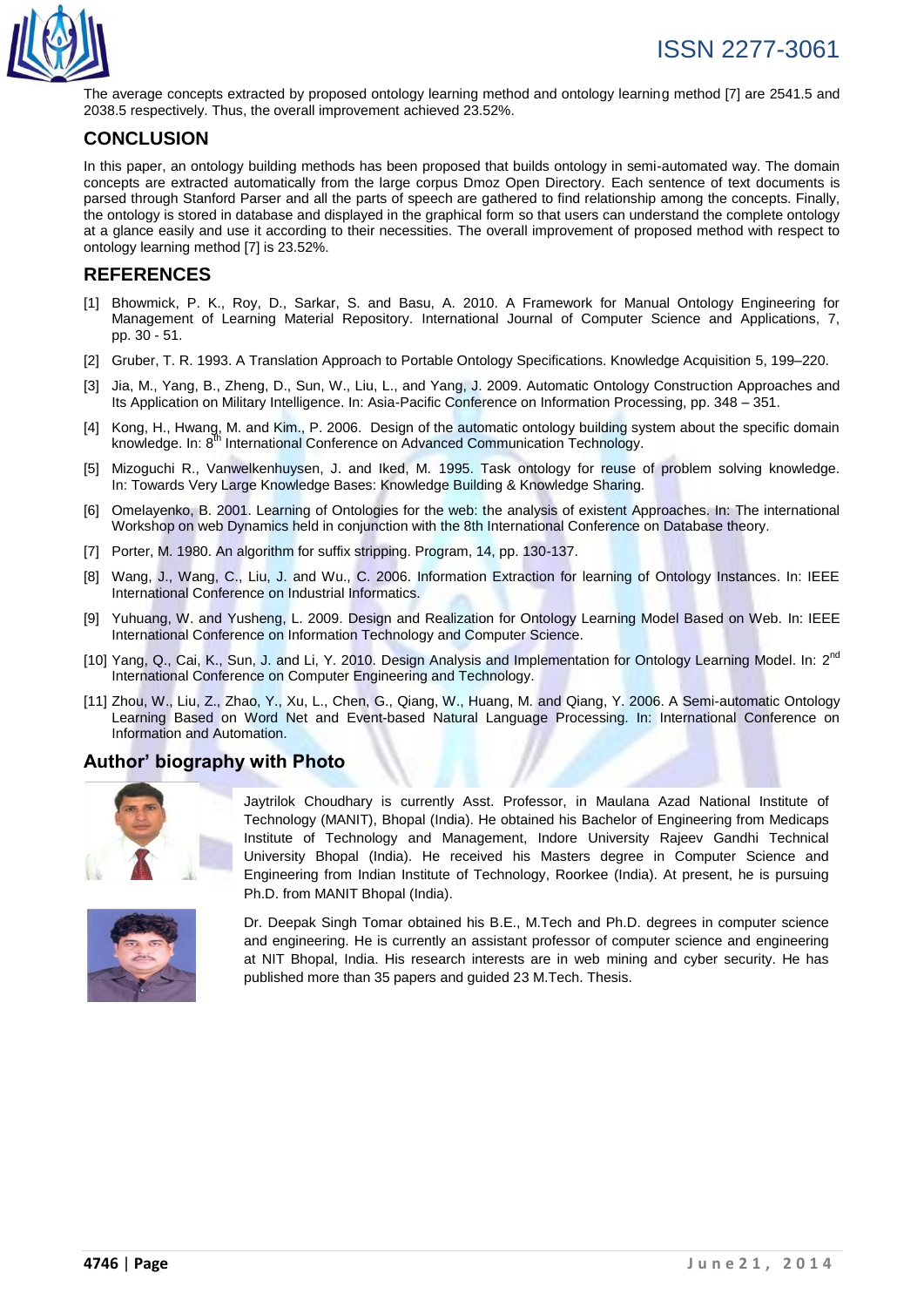The average concepts extracted by proposed ontology learning method and ontology learning method [7] are 2541.5 and 2038.5 respectively. Thus, the overall improvement achieved 23.52%.

## CONCLUSION

In this paper, an ontology building methods has been proposed that builds ontology in semi-automated way. The domain concepts are extracted automatically from the large corpus Dmoz Open Directory. Each sentence of text documents is parsed through Stanford Parser and all the parts of speech are gathered to find relationship among the concepts. Finally, the ontology is stored in database and displayed in the graphical form so that users can understand the complete ontology at a glance easily and use it according to their necessities. The overall improvement of proposed method with respect to ontology learning method [7] is 23.52%.

## REFERENCES

[1] Bhowmick, P. K., Roy, D., Sarkar, S. and Basu, A. 2010. A Framework for Manual Ontology Engineering for Management of Learning Material Repository. International Journal of Computer Science and Applications, 7, pp. 30 - 51.

[2] Gruber, T. R. 1993. A Translation Approach to Portable Ontology Specifications. Knowledge Acquisition 5, 199–220.

[3] Jia, M., Yang, B., Zheng, D., Sun, W., Liu, L., and Yang, J. 2009. Automatic Ontology Construction Approaches and Its Application on Military Intelligence. In: Asia-Pacific Conference on Information Processing, pp. 348 – 351.

[4] Kong, H., Hwang, M. and Kim., P. 2006. Design of the automatic ontology building system about the specific domain knowledge. In: 8th International Conference on Advanced Communication Technology.

[5] Mizoguchi R., Vanwelkenhuysen, J. and Iked, M. 1995. Task ontology for reuse of problem solving knowledge. In: Towards Very Large Knowledge Bases: Knowledge Building & Knowledge Sharing.

[6] Omelayenko, B. 2001. Learning of Ontologies for the web: the analysis of existent Approaches. In: The international Workshop on web Dynamics held in conjunction with the 8th International Conference on Database theory.

[7] Porter, M. 1980. An algorithm for suffix stripping. Program, 14, pp. 130-137.

[8] Wang, J., Wang, C., Liu, J. and Wu., C. 2006. Information Extraction for learning of Ontology Instances. In: IEEE International Conference on Industrial Informatics.

[9] Yuhuang, W. and Yusheng, L. 2009. Design and Realization for Ontology Learning Model Based on Web. In: IEEE International Conference on Information Technology and Computer Science.

[10] Yang, Q., Cai, K., Sun, J. and Li, Y. 2010. Design Analysis and Implementation for Ontology Learning Model. In: 2nd International Conference on Computer Engineering and Technology.

[11] Zhou, W., Liu, Z., Zhao, Y., Xu, L., Chen, G., Qiang, W., Huang, M. and Qiang, Y. 2006. A Semi-automatic Ontology Learning Based on Word Net and Event-based Natural Language Processing. In: International Conference on Information and Automation.

### Author' biography with Photo

Jaytrilok Choudhary is currently Asst. Professor, in Maulana Azad National Institute of Technology (MANIT), Bhopal (India). He obtained his Bachelor of Engineering from Medicaps Institute of Technology and Management, Indore University Rajeev Gandhi Technical University Bhopal (India). He received his Masters degree in Computer Science and Engineering from Indian Institute of Technology, Roorkee (India). At present, he is pursuing Ph.D. from MANIT Bhopal (India).

Dr. Deepak Singh Tomar obtained his B.E., M.Tech and Ph.D. degrees in computer science and engineering. He is currently an assistant professor of computer science and engineering at NIT Bhopal, India. His research interests are in web mining and cyber security. He has published more than 35 papers and guided 23 M.Tech. Thesis.